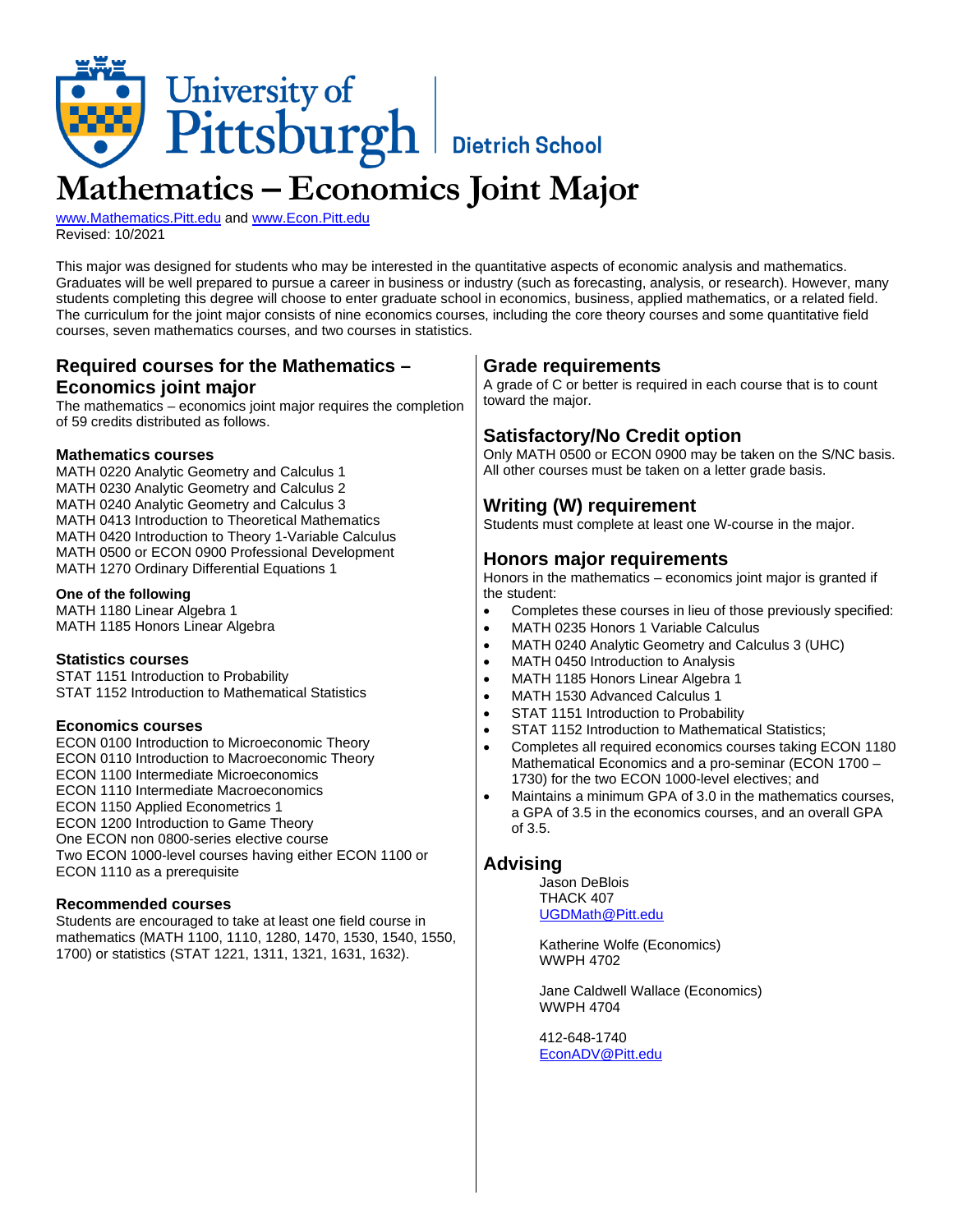University of Pittsburgh | Dietrich School

# Mathematics – Economics Joint Major

www.Mathematics.Pitt.edu and www.Econ.Pitt.edu
Revised: 10/2021

This major was designed for students who may be interested in the quantitative aspects of economic analysis and mathematics. Graduates will be well prepared to pursue a career in business or industry (such as forecasting, analysis, or research). However, many students completing this degree will choose to enter graduate school in economics, business, applied mathematics, or a related field. The curriculum for the joint major consists of nine economics courses, including the core theory courses and some quantitative field courses, seven mathematics courses, and two courses in statistics.

## Required courses for the Mathematics – Economics joint major

The mathematics – economics joint major requires the completion of 59 credits distributed as follows.

### Mathematics courses

MATH 0220 Analytic Geometry and Calculus 1
MATH 0230 Analytic Geometry and Calculus 2
MATH 0240 Analytic Geometry and Calculus 3
MATH 0413 Introduction to Theoretical Mathematics
MATH 0420 Introduction to Theory 1-Variable Calculus
MATH 0500 or ECON 0900 Professional Development
MATH 1270 Ordinary Differential Equations 1

**One of the following**
MATH 1180 Linear Algebra 1
MATH 1185 Honors Linear Algebra

### Statistics courses

STAT 1151 Introduction to Probability
STAT 1152 Introduction to Mathematical Statistics

### Economics courses

ECON 0100 Introduction to Microeconomic Theory
ECON 0110 Introduction to Macroeconomic Theory
ECON 1100 Intermediate Microeconomics
ECON 1110 Intermediate Macroeconomics
ECON 1150 Applied Econometrics 1
ECON 1200 Introduction to Game Theory
One ECON non 0800-series elective course
Two ECON 1000-level courses having either ECON 1100 or ECON 1110 as a prerequisite

### Recommended courses

Students are encouraged to take at least one field course in mathematics (MATH 1100, 1110, 1280, 1470, 1530, 1540, 1550, 1700) or statistics (STAT 1221, 1311, 1321, 1631, 1632).

## Grade requirements

A grade of C or better is required in each course that is to count toward the major.

## Satisfactory/No Credit option

Only MATH 0500 or ECON 0900 may be taken on the S/NC basis. All other courses must be taken on a letter grade basis.

## Writing (W) requirement

Students must complete at least one W-course in the major.

## Honors major requirements

Honors in the mathematics – economics joint major is granted if the student:

- Completes these courses in lieu of those previously specified:
- MATH 0235 Honors 1 Variable Calculus
- MATH 0240 Analytic Geometry and Calculus 3 (UHC)
- MATH 0450 Introduction to Analysis
- MATH 1185 Honors Linear Algebra 1
- MATH 1530 Advanced Calculus 1
- STAT 1151 Introduction to Probability
- STAT 1152 Introduction to Mathematical Statistics;
- Completes all required economics courses taking ECON 1180 Mathematical Economics and a pro-seminar (ECON 1700 – 1730) for the two ECON 1000-level electives; and
- Maintains a minimum GPA of 3.0 in the mathematics courses, a GPA of 3.5 in the economics courses, and an overall GPA of 3.5.

## Advising

Jason DeBlois
THACK 407
UGDMath@Pitt.edu

Katherine Wolfe (Economics)
WWPH 4702

Jane Caldwell Wallace (Economics)
WWPH 4704

412-648-1740
EconADV@Pitt.edu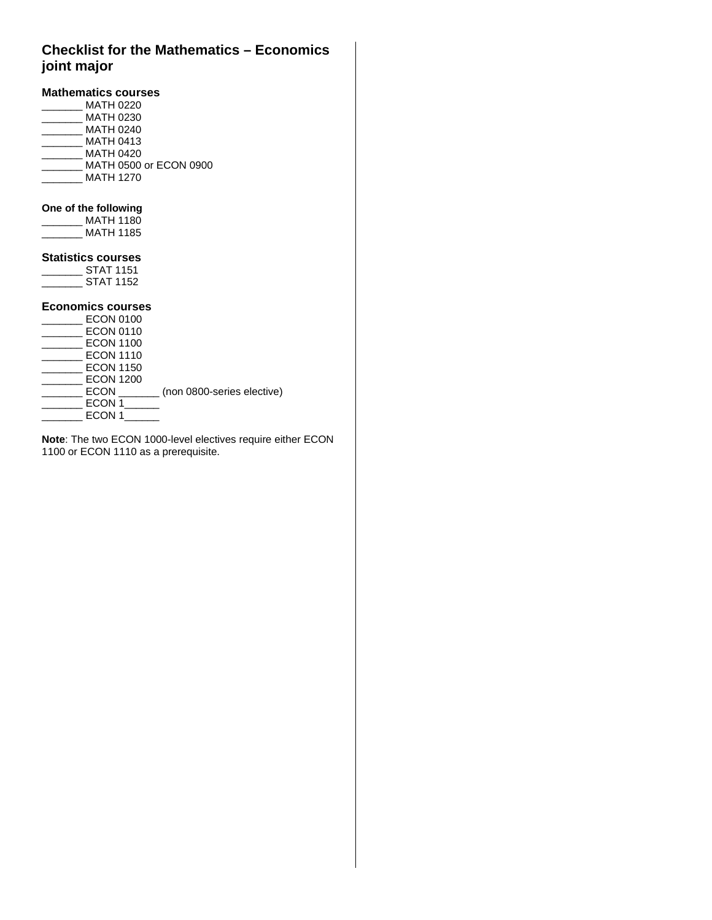## Checklist for the Mathematics – Economics joint major

### Mathematics courses

_______ MATH 0220
_______ MATH 0230
_______ MATH 0240
_______ MATH 0413
_______ MATH 0420
_______ MATH 0500 or ECON 0900
_______ MATH 1270

#### One of the following

_______ MATH 1180
_______ MATH 1185

### Statistics courses

_______ STAT 1151
_______ STAT 1152

### Economics courses

_______ ECON 0100
_______ ECON 0110
_______ ECON 1100
_______ ECON 1110
_______ ECON 1150
_______ ECON 1200
_______ ECON _______ (non 0800-series elective)
_______ ECON 1______
_______ ECON 1______

**Note**: The two ECON 1000-level electives require either ECON 1100 or ECON 1110 as a prerequisite.